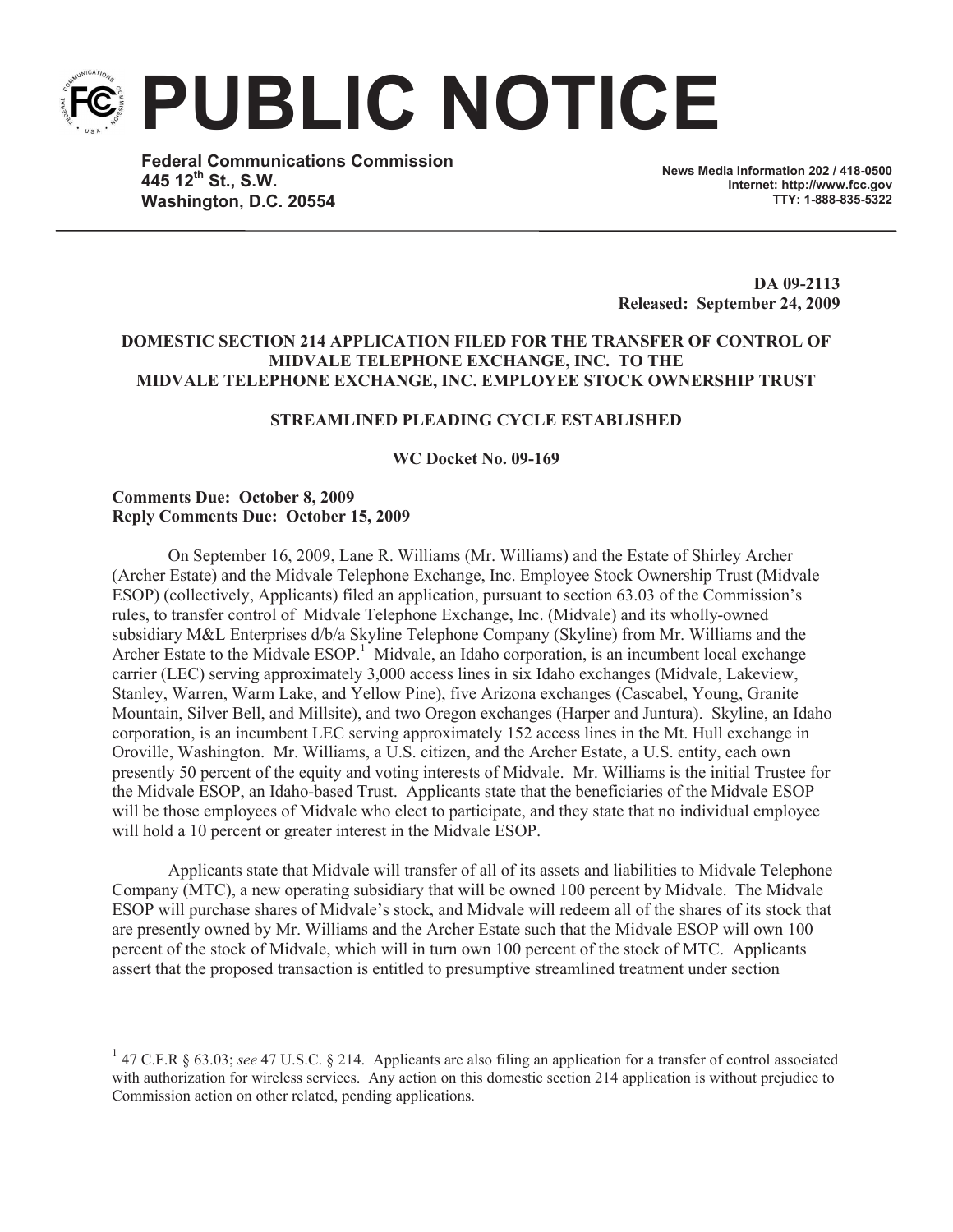# PUBLIC NOTICE

**Federal Communications Commission**
**445 12th St., S.W.**
**Washington, D.C. 20554**

**News Media Information 202 / 418-0500**
**Internet: http://www.fcc.gov**
**TTY: 1-888-835-5322**

**DA 09-2113**
**Released: September 24, 2009**

**DOMESTIC SECTION 214 APPLICATION FILED FOR THE TRANSFER OF CONTROL OF MIDVALE TELEPHONE EXCHANGE, INC. TO THE MIDVALE TELEPHONE EXCHANGE, INC. EMPLOYEE STOCK OWNERSHIP TRUST**

**STREAMLINED PLEADING CYCLE ESTABLISHED**

**WC Docket No. 09-169**

**Comments Due: October 8, 2009**
**Reply Comments Due: October 15, 2009**

On September 16, 2009, Lane R. Williams (Mr. Williams) and the Estate of Shirley Archer (Archer Estate) and the Midvale Telephone Exchange, Inc. Employee Stock Ownership Trust (Midvale ESOP) (collectively, Applicants) filed an application, pursuant to section 63.03 of the Commission's rules, to transfer control of Midvale Telephone Exchange, Inc. (Midvale) and its wholly-owned subsidiary M&L Enterprises d/b/a Skyline Telephone Company (Skyline) from Mr. Williams and the Archer Estate to the Midvale ESOP.[1] Midvale, an Idaho corporation, is an incumbent local exchange carrier (LEC) serving approximately 3,000 access lines in six Idaho exchanges (Midvale, Lakeview, Stanley, Warren, Warm Lake, and Yellow Pine), five Arizona exchanges (Cascabel, Young, Granite Mountain, Silver Bell, and Millsite), and two Oregon exchanges (Harper and Juntura). Skyline, an Idaho corporation, is an incumbent LEC serving approximately 152 access lines in the Mt. Hull exchange in Oroville, Washington. Mr. Williams, a U.S. citizen, and the Archer Estate, a U.S. entity, each own presently 50 percent of the equity and voting interests of Midvale. Mr. Williams is the initial Trustee for the Midvale ESOP, an Idaho-based Trust. Applicants state that the beneficiaries of the Midvale ESOP will be those employees of Midvale who elect to participate, and they state that no individual employee will hold a 10 percent or greater interest in the Midvale ESOP.

Applicants state that Midvale will transfer of all of its assets and liabilities to Midvale Telephone Company (MTC), a new operating subsidiary that will be owned 100 percent by Midvale. The Midvale ESOP will purchase shares of Midvale's stock, and Midvale will redeem all of the shares of its stock that are presently owned by Mr. Williams and the Archer Estate such that the Midvale ESOP will own 100 percent of the stock of Midvale, which will in turn own 100 percent of the stock of MTC. Applicants assert that the proposed transaction is entitled to presumptive streamlined treatment under section

---

[1] 47 C.F.R § 63.03; *see* 47 U.S.C. § 214. Applicants are also filing an application for a transfer of control associated with authorization for wireless services. Any action on this domestic section 214 application is without prejudice to Commission action on other related, pending applications.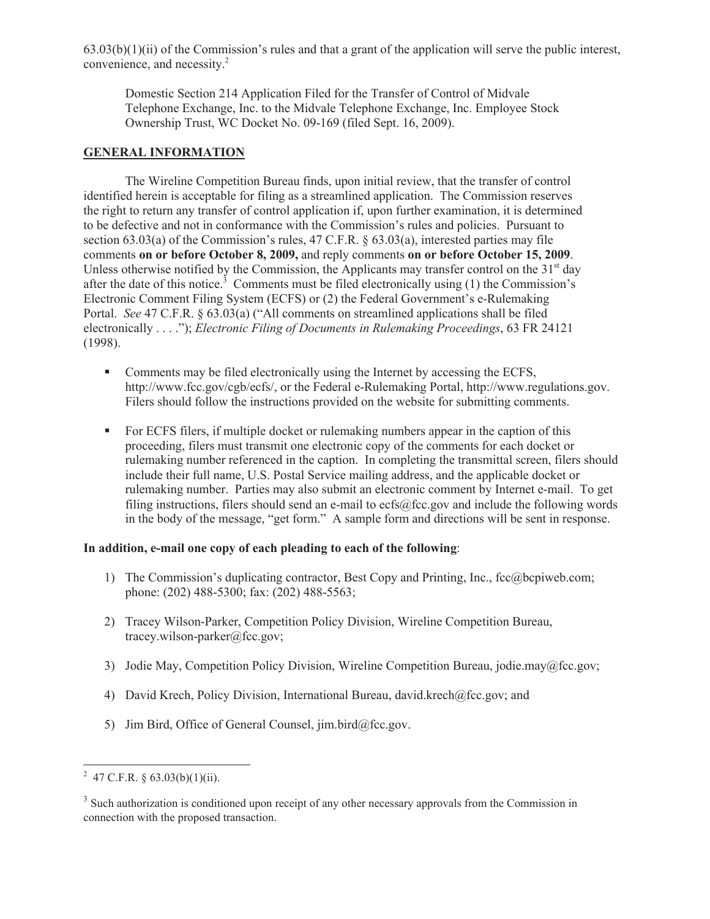63.03(b)(1)(ii) of the Commission's rules and that a grant of the application will serve the public interest, convenience, and necessity.[2]

> Domestic Section 214 Application Filed for the Transfer of Control of Midvale Telephone Exchange, Inc. to the Midvale Telephone Exchange, Inc. Employee Stock Ownership Trust, WC Docket No. 09-169 (filed Sept. 16, 2009).

## GENERAL INFORMATION

The Wireline Competition Bureau finds, upon initial review, that the transfer of control identified herein is acceptable for filing as a streamlined application. The Commission reserves the right to return any transfer of control application if, upon further examination, it is determined to be defective and not in conformance with the Commission's rules and policies. Pursuant to section 63.03(a) of the Commission's rules, 47 C.F.R. § 63.03(a), interested parties may file comments **on or before October 8, 2009,** and reply comments **on or before October 15, 2009**. Unless otherwise notified by the Commission, the Applicants may transfer control on the 31st day after the date of this notice.[3] Comments must be filed electronically using (1) the Commission's Electronic Comment Filing System (ECFS) or (2) the Federal Government's e-Rulemaking Portal. *See* 47 C.F.R. § 63.03(a) ("All comments on streamlined applications shall be filed electronically . . . ."); *Electronic Filing of Documents in Rulemaking Proceedings*, 63 FR 24121 (1998).

- Comments may be filed electronically using the Internet by accessing the ECFS, http://www.fcc.gov/cgb/ecfs/, or the Federal e-Rulemaking Portal, http://www.regulations.gov. Filers should follow the instructions provided on the website for submitting comments.

- For ECFS filers, if multiple docket or rulemaking numbers appear in the caption of this proceeding, filers must transmit one electronic copy of the comments for each docket or rulemaking number referenced in the caption. In completing the transmittal screen, filers should include their full name, U.S. Postal Service mailing address, and the applicable docket or rulemaking number. Parties may also submit an electronic comment by Internet e-mail. To get filing instructions, filers should send an e-mail to ecfs@fcc.gov and include the following words in the body of the message, "get form." A sample form and directions will be sent in response.

**In addition, e-mail one copy of each pleading to each of the following**:

1) The Commission's duplicating contractor, Best Copy and Printing, Inc., fcc@bcpiweb.com; phone: (202) 488-5300; fax: (202) 488-5563;

2) Tracey Wilson-Parker, Competition Policy Division, Wireline Competition Bureau, tracey.wilson-parker@fcc.gov;

3) Jodie May, Competition Policy Division, Wireline Competition Bureau, jodie.may@fcc.gov;

4) David Krech, Policy Division, International Bureau, david.krech@fcc.gov; and

5) Jim Bird, Office of General Counsel, jim.bird@fcc.gov.

---

[2] 47 C.F.R. § 63.03(b)(1)(ii).

[3] Such authorization is conditioned upon receipt of any other necessary approvals from the Commission in connection with the proposed transaction.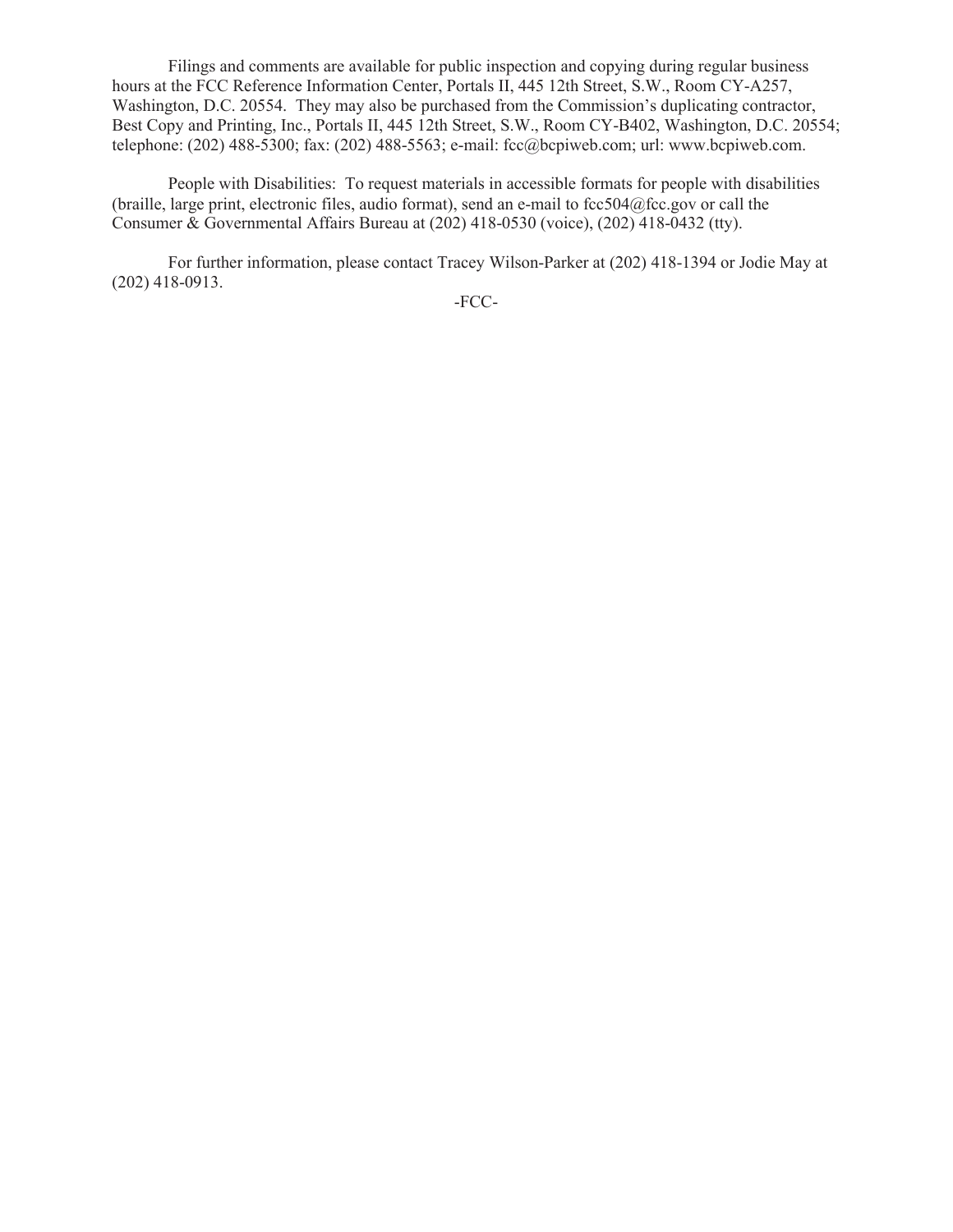Filings and comments are available for public inspection and copying during regular business hours at the FCC Reference Information Center, Portals II, 445 12th Street, S.W., Room CY-A257, Washington, D.C. 20554. They may also be purchased from the Commission's duplicating contractor, Best Copy and Printing, Inc., Portals II, 445 12th Street, S.W., Room CY-B402, Washington, D.C. 20554; telephone: (202) 488-5300; fax: (202) 488-5563; e-mail: fcc@bcpiweb.com; url: www.bcpiweb.com.

People with Disabilities: To request materials in accessible formats for people with disabilities (braille, large print, electronic files, audio format), send an e-mail to fcc504@fcc.gov or call the Consumer & Governmental Affairs Bureau at (202) 418-0530 (voice), (202) 418-0432 (tty).

For further information, please contact Tracey Wilson-Parker at (202) 418-1394 or Jodie May at (202) 418-0913.

-FCC-